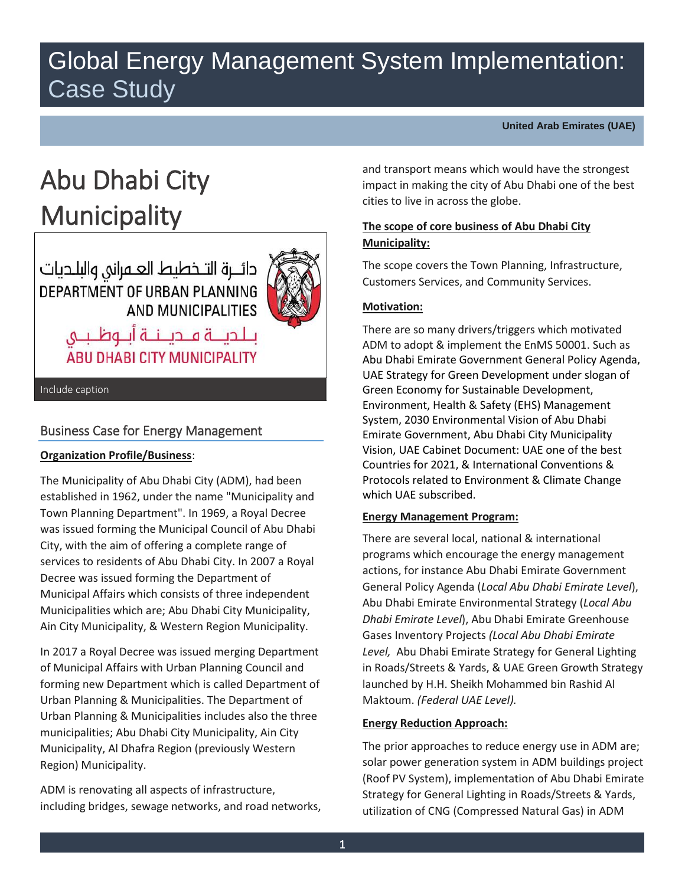# Global Energy Management System Implementation: Case Study

**United Arab Emirates (UAE)**

# Abu Dhabi City Municipality

دائـرة التـخطيط العـمراني والبلـديات
DEPARTMENT OF URBAN PLANNING AND MUNICIPALITIES
بـلـديــة مـديـنـة أبـوظـبـي
ABU DHABI CITY MUNICIPALITY

Include caption

## Business Case for Energy Management

**Organization Profile/Business**:

The Municipality of Abu Dhabi City (ADM), had been established in 1962, under the name "Municipality and Town Planning Department". In 1969, a Royal Decree was issued forming the Municipal Council of Abu Dhabi City, with the aim of offering a complete range of services to residents of Abu Dhabi City. In 2007 a Royal Decree was issued forming the Department of Municipal Affairs which consists of three independent Municipalities which are; Abu Dhabi City Municipality, Ain City Municipality, & Western Region Municipality.

In 2017 a Royal Decree was issued merging Department of Municipal Affairs with Urban Planning Council and forming new Department which is called Department of Urban Planning & Municipalities. The Department of Urban Planning & Municipalities includes also the three municipalities; Abu Dhabi City Municipality, Ain City Municipality, Al Dhafra Region (previously Western Region) Municipality.

ADM is renovating all aspects of infrastructure, including bridges, sewage networks, and road networks, and transport means which would have the strongest impact in making the city of Abu Dhabi one of the best cities to live in across the globe.

**The scope of core business of Abu Dhabi City Municipality:**

The scope covers the Town Planning, Infrastructure, Customers Services, and Community Services.

**Motivation:**

There are so many drivers/triggers which motivated ADM to adopt & implement the EnMS 50001. Such as Abu Dhabi Emirate Government General Policy Agenda, UAE Strategy for Green Development under slogan of Green Economy for Sustainable Development, Environment, Health & Safety (EHS) Management System, 2030 Environmental Vision of Abu Dhabi Emirate Government, Abu Dhabi City Municipality Vision, UAE Cabinet Document: UAE one of the best Countries for 2021, & International Conventions & Protocols related to Environment & Climate Change which UAE subscribed.

**Energy Management Program:**

There are several local, national & international programs which encourage the energy management actions, for instance Abu Dhabi Emirate Government General Policy Agenda (*Local Abu Dhabi Emirate Level*), Abu Dhabi Emirate Environmental Strategy (*Local Abu Dhabi Emirate Level*), Abu Dhabi Emirate Greenhouse Gases Inventory Projects *(Local Abu Dhabi Emirate Level,* Abu Dhabi Emirate Strategy for General Lighting in Roads/Streets & Yards, & UAE Green Growth Strategy launched by H.H. Sheikh Mohammed bin Rashid Al Maktoum. *(Federal UAE Level).*

**Energy Reduction Approach:**

The prior approaches to reduce energy use in ADM are; solar power generation system in ADM buildings project (Roof PV System), implementation of Abu Dhabi Emirate Strategy for General Lighting in Roads/Streets & Yards, utilization of CNG (Compressed Natural Gas) in ADM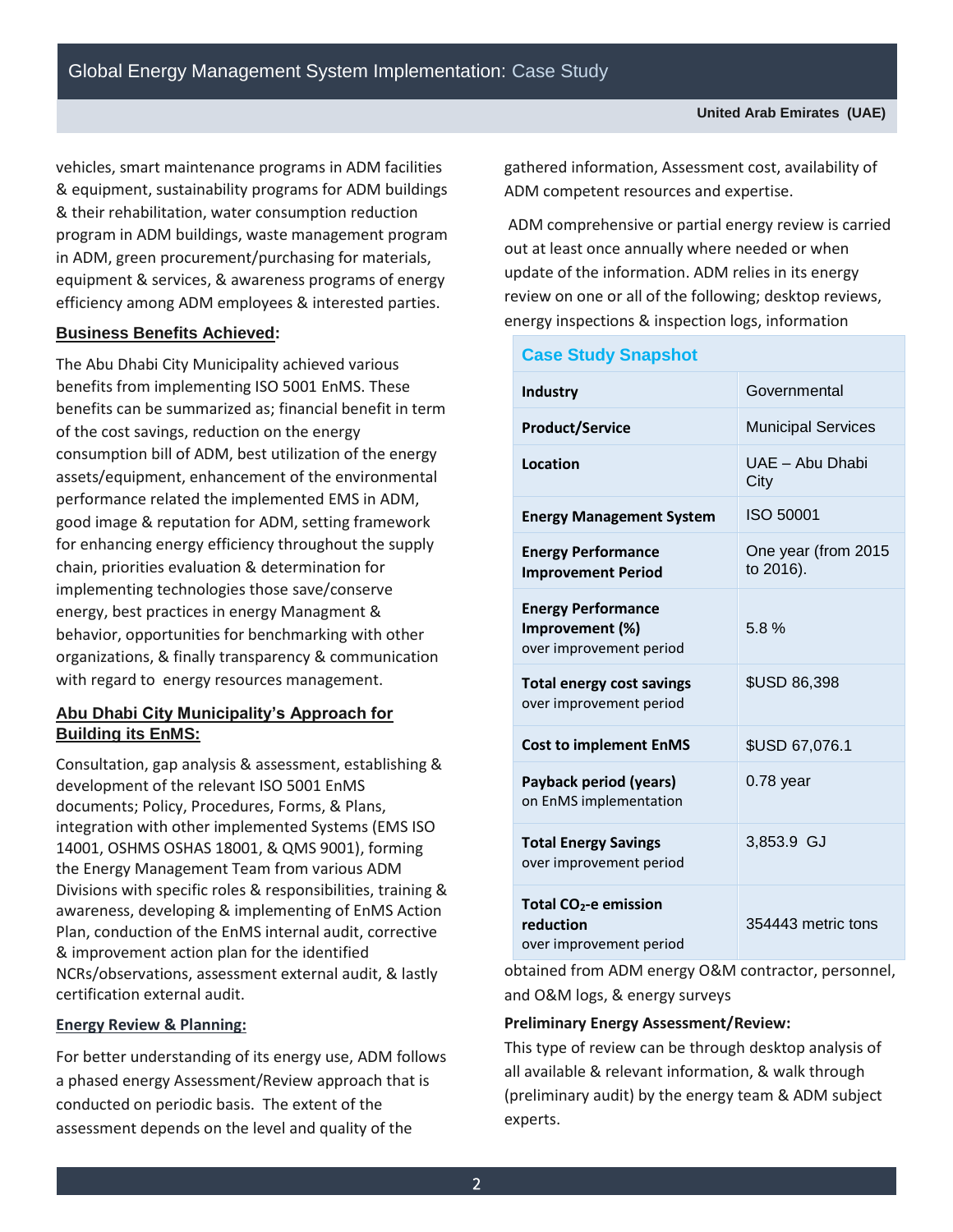vehicles, smart maintenance programs in ADM facilities & equipment, sustainability programs for ADM buildings & their rehabilitation, water consumption reduction program in ADM buildings, waste management program in ADM, green procurement/purchasing for materials, equipment & services, & awareness programs of energy efficiency among ADM employees & interested parties.

**Business Benefits Achieved:**

The Abu Dhabi City Municipality achieved various benefits from implementing ISO 5001 EnMS. These benefits can be summarized as; financial benefit in term of the cost savings, reduction on the energy consumption bill of ADM, best utilization of the energy assets/equipment, enhancement of the environmental performance related the implemented EMS in ADM, good image & reputation for ADM, setting framework for enhancing energy efficiency throughout the supply chain, priorities evaluation & determination for implementing technologies those save/conserve energy, best practices in energy Managment & behavior, opportunities for benchmarking with other organizations, & finally transparency & communication with regard to energy resources management.

**Abu Dhabi City Municipality's Approach for Building its EnMS:**

Consultation, gap analysis & assessment, establishing & development of the relevant ISO 5001 EnMS documents; Policy, Procedures, Forms, & Plans, integration with other implemented Systems (EMS ISO 14001, OSHMS OSHAS 18001, & QMS 9001), forming the Energy Management Team from various ADM Divisions with specific roles & responsibilities, training & awareness, developing & implementing of EnMS Action Plan, conduction of the EnMS internal audit, corrective & improvement action plan for the identified NCRs/observations, assessment external audit, & lastly certification external audit.

**Energy Review & Planning:**

For better understanding of its energy use, ADM follows a phased energy Assessment/Review approach that is conducted on periodic basis. The extent of the assessment depends on the level and quality of the gathered information, Assessment cost, availability of ADM competent resources and expertise.

ADM comprehensive or partial energy review is carried out at least once annually where needed or when update of the information. ADM relies in its energy review on one or all of the following; desktop reviews, energy inspections & inspection logs, information obtained from ADM energy O&M contractor, personnel, and O&M logs, & energy surveys

| Case Study Snapshot | |
|---|---|
| **Industry** | Governmental |
| **Product/Service** | Municipal Services |
| **Location** | UAE – Abu Dhabi City |
| **Energy Management System** | ISO 50001 |
| **Energy Performance Improvement Period** | One year (from 2015 to 2016). |
| **Energy Performance Improvement (%)** over improvement period | 5.8 % |
| **Total energy cost savings** over improvement period | $USD 86,398 |
| **Cost to implement EnMS** | $USD 67,076.1 |
| **Payback period (years)** on EnMS implementation | 0.78 year |
| **Total Energy Savings** over improvement period | 3,853.9 GJ |
| **Total $CO_2$-e emission reduction** over improvement period | 354443 metric tons |

**Preliminary Energy Assessment/Review:**

This type of review can be through desktop analysis of all available & relevant information, & walk through (preliminary audit) by the energy team & ADM subject experts.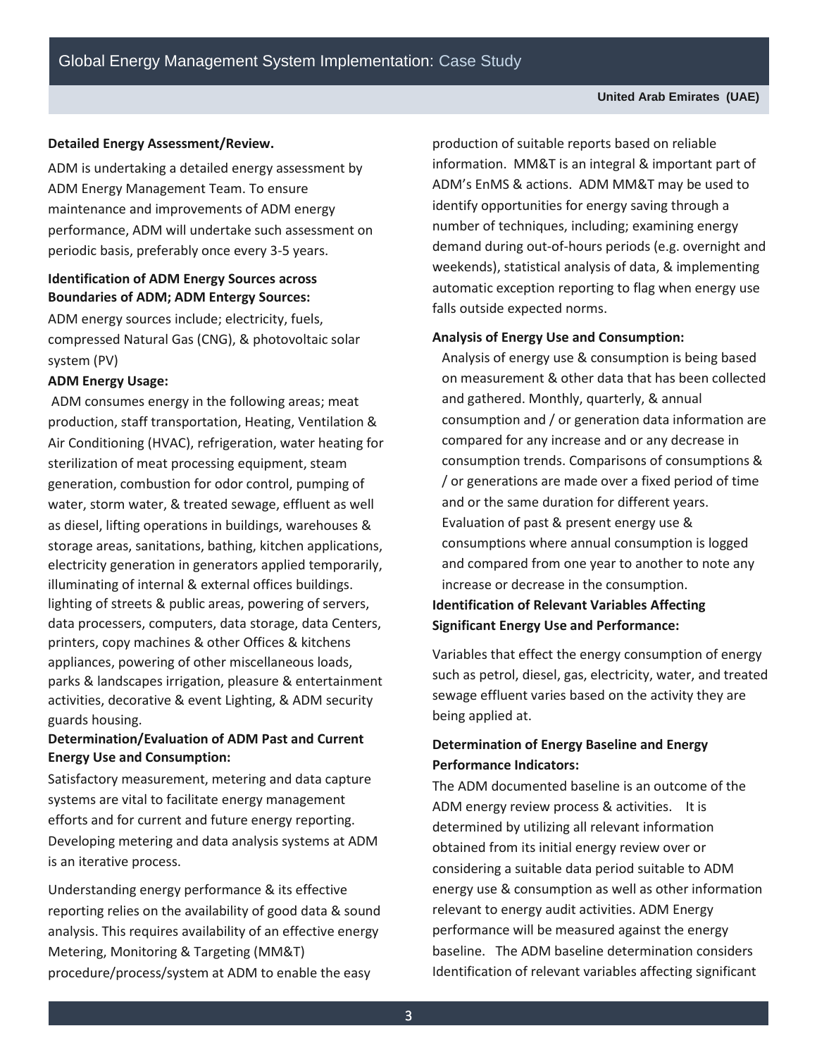**Detailed Energy Assessment/Review.**

ADM is undertaking a detailed energy assessment by ADM Energy Management Team. To ensure maintenance and improvements of ADM energy performance, ADM will undertake such assessment on periodic basis, preferably once every 3-5 years.

**Identification of ADM Energy Sources across Boundaries of ADM; ADM Entergy Sources:**

ADM energy sources include; electricity, fuels, compressed Natural Gas (CNG), & photovoltaic solar system (PV)

**ADM Energy Usage:**

ADM consumes energy in the following areas; meat production, staff transportation, Heating, Ventilation & Air Conditioning (HVAC), refrigeration, water heating for sterilization of meat processing equipment, steam generation, combustion for odor control, pumping of water, storm water, & treated sewage, effluent as well as diesel, lifting operations in buildings, warehouses & storage areas, sanitations, bathing, kitchen applications, electricity generation in generators applied temporarily, illuminating of internal & external offices buildings. lighting of streets & public areas, powering of servers, data processers, computers, data storage, data Centers, printers, copy machines & other Offices & kitchens appliances, powering of other miscellaneous loads, parks & landscapes irrigation, pleasure & entertainment activities, decorative & event Lighting, & ADM security guards housing.

**Determination/Evaluation of ADM Past and Current Energy Use and Consumption:**

Satisfactory measurement, metering and data capture systems are vital to facilitate energy management efforts and for current and future energy reporting. Developing metering and data analysis systems at ADM is an iterative process.

Understanding energy performance & its effective reporting relies on the availability of good data & sound analysis. This requires availability of an effective energy Metering, Monitoring & Targeting (MM&T) procedure/process/system at ADM to enable the easy production of suitable reports based on reliable information. MM&T is an integral & important part of ADM's EnMS & actions. ADM MM&T may be used to identify opportunities for energy saving through a number of techniques, including; examining energy demand during out-of-hours periods (e.g. overnight and weekends), statistical analysis of data, & implementing automatic exception reporting to flag when energy use falls outside expected norms.

**Analysis of Energy Use and Consumption:**

Analysis of energy use & consumption is being based on measurement & other data that has been collected and gathered. Monthly, quarterly, & annual consumption and / or generation data information are compared for any increase and or any decrease in consumption trends. Comparisons of consumptions & / or generations are made over a fixed period of time and or the same duration for different years. Evaluation of past & present energy use & consumptions where annual consumption is logged and compared from one year to another to note any increase or decrease in the consumption.

**Identification of Relevant Variables Affecting Significant Energy Use and Performance:**

Variables that effect the energy consumption of energy such as petrol, diesel, gas, electricity, water, and treated sewage effluent varies based on the activity they are being applied at.

**Determination of Energy Baseline and Energy Performance Indicators:**

The ADM documented baseline is an outcome of the ADM energy review process & activities. It is determined by utilizing all relevant information obtained from its initial energy review over or considering a suitable data period suitable to ADM energy use & consumption as well as other information relevant to energy audit activities. ADM Energy performance will be measured against the energy baseline. The ADM baseline determination considers Identification of relevant variables affecting significant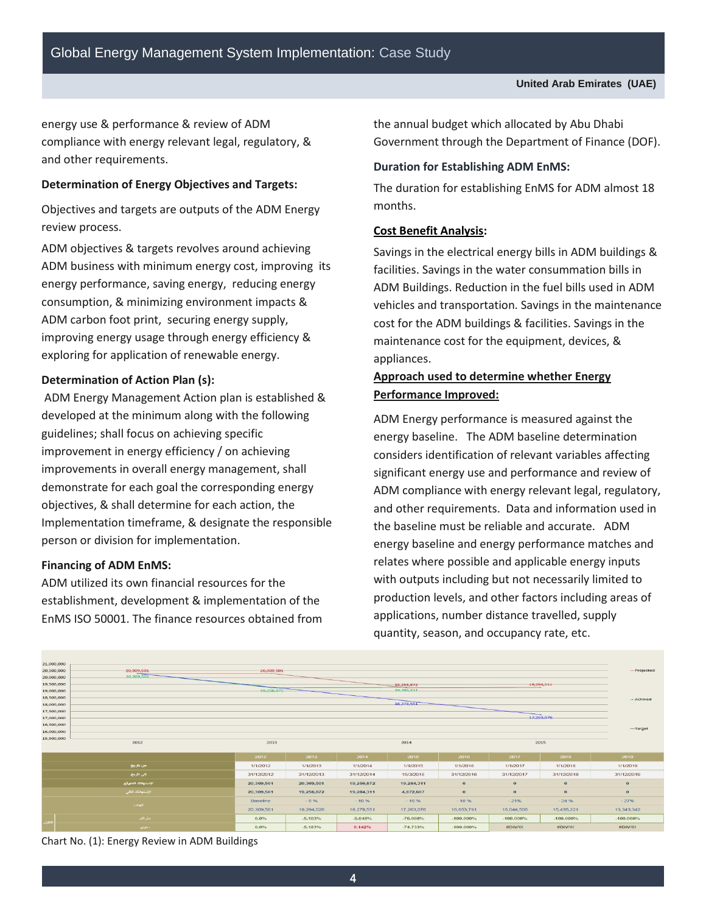energy use & performance & review of ADM compliance with energy relevant legal, regulatory, & and other requirements.

**Determination of Energy Objectives and Targets:**

Objectives and targets are outputs of the ADM Energy review process.

ADM objectives & targets revolves around achieving ADM business with minimum energy cost, improving its energy performance, saving energy, reducing energy consumption, & minimizing environment impacts & ADM carbon foot print, securing energy supply, improving energy usage through energy efficiency & exploring for application of renewable energy.

**Determination of Action Plan (s):**

ADM Energy Management Action plan is established & developed at the minimum along with the following guidelines; shall focus on achieving specific improvement in energy efficiency / on achieving improvements in overall energy management, shall demonstrate for each goal the corresponding energy objectives, & shall determine for each action, the Implementation timeframe, & designate the responsible person or division for implementation.

**Financing of ADM EnMS:**

ADM utilized its own financial resources for the establishment, development & implementation of the EnMS ISO 50001. The finance resources obtained from the annual budget which allocated by Abu Dhabi Government through the Department of Finance (DOF).

**Duration for Establishing ADM EnMS:**

The duration for establishing EnMS for ADM almost 18 months.

**Cost Benefit Analysis:**

Savings in the electrical energy bills in ADM buildings & facilities. Savings in the water consummation bills in ADM Buildings. Reduction in the fuel bills used in ADM vehicles and transportation. Savings in the maintenance cost for the ADM buildings & facilities. Savings in the maintenance cost for the equipment, devices, & appliances.

**Approach used to determine whether Energy Performance Improved:**

ADM Energy performance is measured against the energy baseline. The ADM baseline determination considers identification of relevant variables affecting significant energy use and performance and review of ADM compliance with energy relevant legal, regulatory, and other requirements. Data and information used in the baseline must be reliable and accurate. ADM energy baseline and energy performance matches and relates where possible and applicable energy inputs with outputs including but not necessarily limited to production levels, and other factors including areas of applications, number distance travelled, supply quantity, season, and occupancy rate, etc.

| | 2012 | 2013 | 2014 | 2015 | 2016 | 2017 | 2018 | 2019 |
|---|---|---|---|---|---|---|---|---|
| من تاريخ | 1/1/2012 | 1/1/2013 | 1/1/2014 | 1/1/2015 | 1/1/2016 | 1/1/2017 | 1/1/2018 | 1/1/2019 |
| إلى تاريخ | 31/12/2012 | 31/12/2013 | 31/12/2014 | 15/3/2015 | 31/12/2016 | 31/12/2017 | 31/12/2018 | 31/12/2019 |
| الإستهلاك المتوقع | 20,309,501 | 20,309,501 | 19,256,872 | 19,284,311 | 0 | 0 | 0 | 0 |
| الإستهلاك الفعلي | 20,309,501 | 19,256,872 | 19,284,311 | 4,872,607 | 0 | 0 | 0 | 0 |
| الهدف | Baseline | - 5 % | - 10 % | - 15 % | - 18 % | - 21% | - 24 % | - 27% |
| | 20,309,501 | 19,294,026 | 18,278,551 | 17,263,076 | 16,653,791 | 16,044,506 | 15,435,221 | 13,343,342 |
| التحليل / مقارنة | 0.0% | -5.183% | -5.048% | -76.008% | -100.000% | -100.000% | -100.000% | -100.000% |
| | 0.0% | -5.183% | 0.142% | -74.733% | -100.000% | #DIV/0! | #DIV/0! | #DIV/0! |

Chart No. (1): Energy Review in ADM Buildings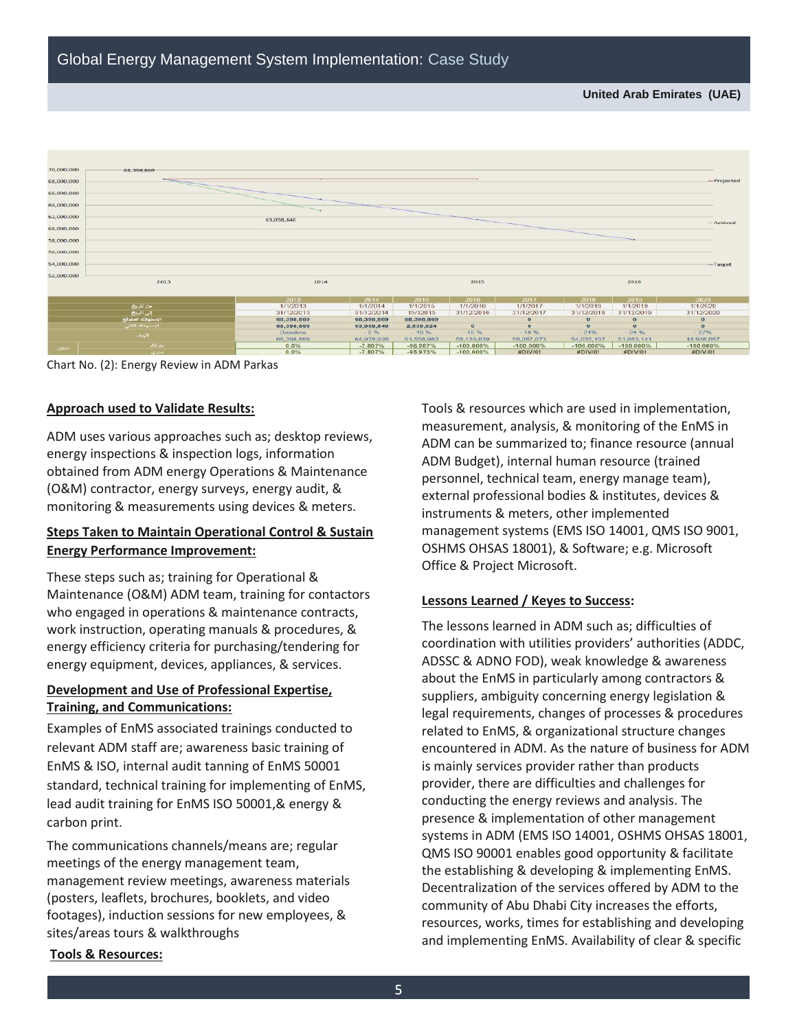| | 2013 | 2014 | 2015 | 2016 | 2017 | 2018 | 2019 | 2020 |
|---|---|---|---|---|---|---|---|---|
| من تاريخ | 1/1/2013 | 1/1/2014 | 1/1/2015 | 1/1/2016 | 1/1/2017 | 1/1/2018 | 1/1/2019 | 1/1/2020 |
| إلى تاريخ | 31/12/2013 | 31/12/2014 | 15/3/2015 | 31/12/2016 | 31/12/2017 | 31/12/2018 | 31/12/2019 | 31/12/2020 |
| الإستهلاك المتوقع | 68,398,869 | 68,398,869 | 68,398,869 | | 0 | 0 | 0 | 0 |
| الإستهلاك الفعلي | 68,398,869 | 63,058,840 | 2,539,624 | 0 | 0 | 0 | 0 | 0 |
| الهدف | Baseline | - 5 % | - 10 % | - 15 % | - 18 % | - 21 % | - 24 % | - 27% |
| | 68,398,869 | 64,978,926 | 61,558,982 | 58,139,039 | 56,087,073 | 54,035,107 | 51,983,141 | 44,938,057 |
| المعدل - تراكمي | 0.0% | -7.807% | -96.287% | -100.000% | -100.000% | -100.000% | -100.000% | -100.000% |
| المعدل - سنوي | 0.0% | -7.807% | -95.973% | -100.000% | #DIV/0! | #DIV/0! | #DIV/0! | #DIV/0! |

Chart No. (2): Energy Review in ADM Parkas

**Approach used to Validate Results:**

ADM uses various approaches such as; desktop reviews, energy inspections & inspection logs, information obtained from ADM energy Operations & Maintenance (O&M) contractor, energy surveys, energy audit, & monitoring & measurements using devices & meters.

**Steps Taken to Maintain Operational Control & Sustain Energy Performance Improvement:**

These steps such as; training for Operational & Maintenance (O&M) ADM team, training for contactors who engaged in operations & maintenance contracts, work instruction, operating manuals & procedures, & energy efficiency criteria for purchasing/tendering for energy equipment, devices, appliances, & services.

**Development and Use of Professional Expertise, Training, and Communications:**

Examples of EnMS associated trainings conducted to relevant ADM staff are; awareness basic training of EnMS & ISO, internal audit tanning of EnMS 50001 standard, technical training for implementing of EnMS, lead audit training for EnMS ISO 50001,& energy & carbon print.

The communications channels/means are; regular meetings of the energy management team, management review meetings, awareness materials (posters, leaflets, brochures, booklets, and video footages), induction sessions for new employees, & sites/areas tours & walkthroughs

**Tools & Resources:**

Tools & resources which are used in implementation, measurement, analysis, & monitoring of the EnMS in ADM can be summarized to; finance resource (annual ADM Budget), internal human resource (trained personnel, technical team, energy manage team), external professional bodies & institutes, devices & instruments & meters, other implemented management systems (EMS ISO 14001, QMS ISO 9001, OSHMS OHSAS 18001), & Software; e.g. Microsoft Office & Project Microsoft.

**Lessons Learned / Keyes to Success:**

The lessons learned in ADM such as; difficulties of coordination with utilities providers' authorities (ADDC, ADSSC & ADNO FOD), weak knowledge & awareness about the EnMS in particularly among contractors & suppliers, ambiguity concerning energy legislation & legal requirements, changes of processes & procedures related to EnMS, & organizational structure changes encountered in ADM. As the nature of business for ADM is mainly services provider rather than products provider, there are difficulties and challenges for conducting the energy reviews and analysis. The presence & implementation of other management systems in ADM (EMS ISO 14001, OSHMS OHSAS 18001, QMS ISO 90001 enables good opportunity & facilitate the establishing & developing & implementing EnMS. Decentralization of the services offered by ADM to the community of Abu Dhabi City increases the efforts, resources, works, times for establishing and developing and implementing EnMS. Availability of clear & specific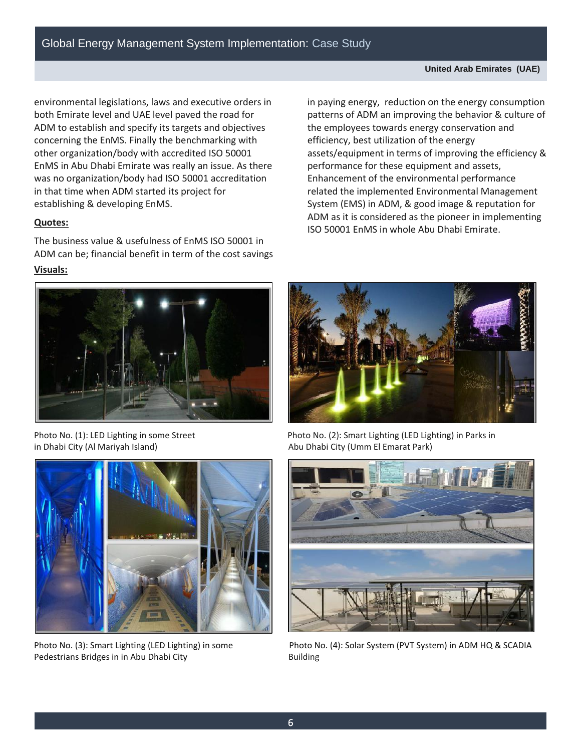environmental legislations, laws and executive orders in both Emirate level and UAE level paved the road for ADM to establish and specify its targets and objectives concerning the EnMS. Finally the benchmarking with other organization/body with accredited ISO 50001 EnMS in Abu Dhabi Emirate was really an issue. As there was no organization/body had ISO 50001 accreditation in that time when ADM started its project for establishing & developing EnMS.

**Quotes:**

The business value & usefulness of EnMS ISO 50001 in ADM can be; financial benefit in term of the cost savings in paying energy, reduction on the energy consumption patterns of ADM an improving the behavior & culture of the employees towards energy conservation and efficiency, best utilization of the energy assets/equipment in terms of improving the efficiency & performance for these equipment and assets, Enhancement of the environmental performance related the implemented Environmental Management System (EMS) in ADM, & good image & reputation for ADM as it is considered as the pioneer in implementing ISO 50001 EnMS in whole Abu Dhabi Emirate.

**Visuals:**

Photo No. (1): LED Lighting in some Street in Dhabi City (Al Mariyah Island)

Photo No. (2): Smart Lighting (LED Lighting) in Parks in Abu Dhabi City (Umm El Emarat Park)

Photo No. (3): Smart Lighting (LED Lighting) in some Pedestrians Bridges in in Abu Dhabi City

Photo No. (4): Solar System (PVT System) in ADM HQ & SCADIA Building